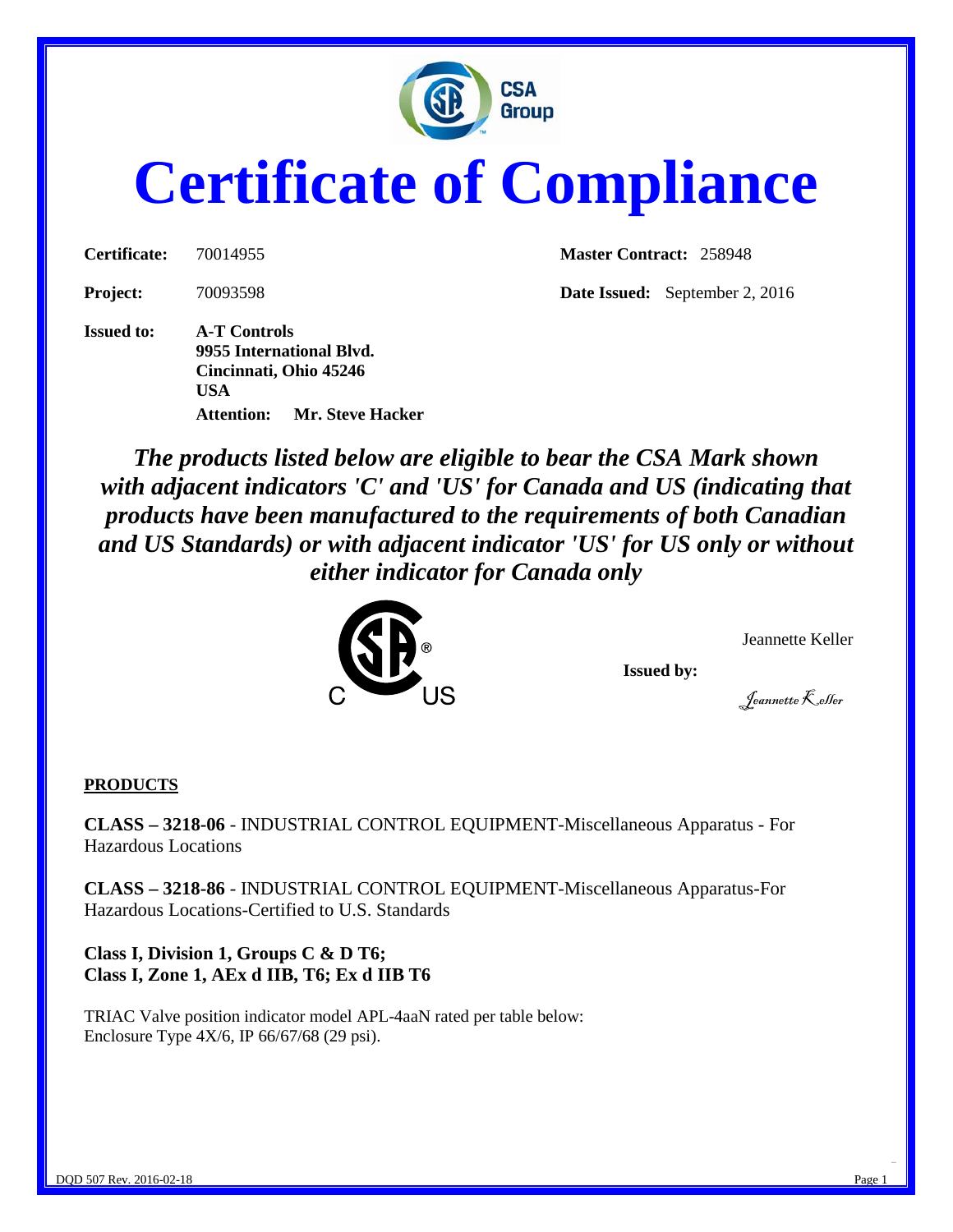# Certificate of Compliance

**Certificate:** 70014955

**Master Contract:** 258948

**Project:** 70093598

**Date Issued:** September 2, 2016

**Issued to:** **A-T Controls**
**9955 International Blvd.**
**Cincinnati, Ohio 45246**
**USA**
**Attention: Mr. Steve Hacker**

***The products listed below are eligible to bear the CSA Mark shown with adjacent indicators 'C' and 'US' for Canada and US (indicating that products have been manufactured to the requirements of both Canadian and US Standards) or with adjacent indicator 'US' for US only or without either indicator for Canada only***

C US

**Issued by:** Jeannette Keller

Jeannette Keller

## PRODUCTS

**CLASS – 3218-06** - INDUSTRIAL CONTROL EQUIPMENT-Miscellaneous Apparatus - For Hazardous Locations

**CLASS – 3218-86** - INDUSTRIAL CONTROL EQUIPMENT-Miscellaneous Apparatus-For Hazardous Locations-Certified to U.S. Standards

**Class I, Division 1, Groups C & D T6;**
**Class I, Zone 1, AEx d IIB, T6; Ex d IIB T6**

TRIAC Valve position indicator model APL-4aaN rated per table below:
Enclosure Type 4X/6, IP 66/67/68 (29 psi).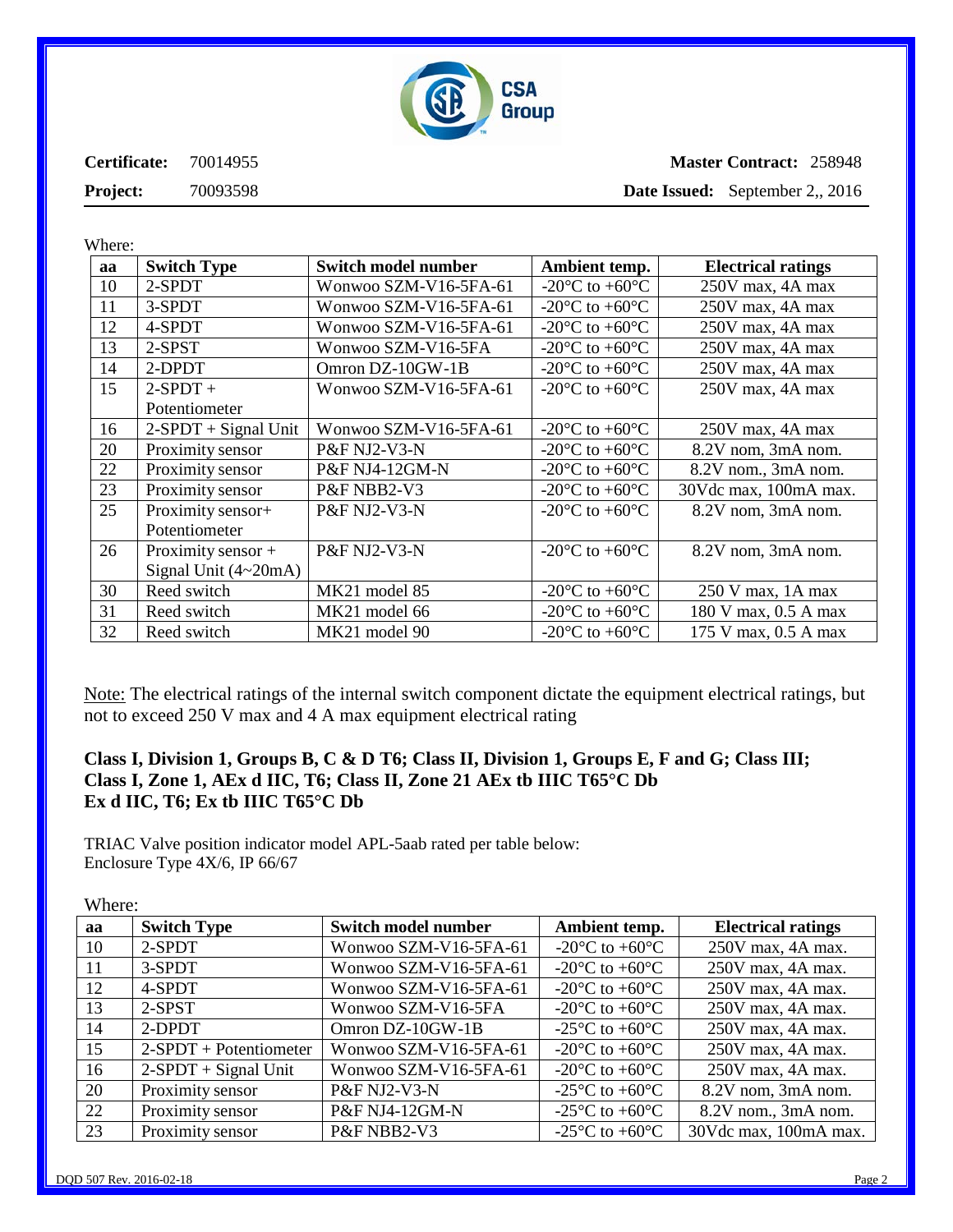**Certificate:** 70014955 **Master Contract:** 258948

**Project:** 70093598 **Date Issued:** September 2,, 2016

Where:

| aa | Switch Type | Switch model number | Ambient temp. | Electrical ratings |
|---|---|---|---|---|
| 10 | 2-SPDT | Wonwoo SZM-V16-5FA-61 | -20°C to +60°C | 250V max, 4A max |
| 11 | 3-SPDT | Wonwoo SZM-V16-5FA-61 | -20°C to +60°C | 250V max, 4A max |
| 12 | 4-SPDT | Wonwoo SZM-V16-5FA-61 | -20°C to +60°C | 250V max, 4A max |
| 13 | 2-SPST | Wonwoo SZM-V16-5FA | -20°C to +60°C | 250V max, 4A max |
| 14 | 2-DPDT | Omron DZ-10GW-1B | -20°C to +60°C | 250V max, 4A max |
| 15 | 2-SPDT + Potentiometer | Wonwoo SZM-V16-5FA-61 | -20°C to +60°C | 250V max, 4A max |
| 16 | 2-SPDT + Signal Unit | Wonwoo SZM-V16-5FA-61 | -20°C to +60°C | 250V max, 4A max |
| 20 | Proximity sensor | P&F NJ2-V3-N | -20°C to +60°C | 8.2V nom, 3mA nom. |
| 22 | Proximity sensor | P&F NJ4-12GM-N | -20°C to +60°C | 8.2V nom., 3mA nom. |
| 23 | Proximity sensor | P&F NBB2-V3 | -20°C to +60°C | 30Vdc max, 100mA max. |
| 25 | Proximity sensor+ Potentiometer | P&F NJ2-V3-N | -20°C to +60°C | 8.2V nom, 3mA nom. |
| 26 | Proximity sensor + Signal Unit (4~20mA) | P&F NJ2-V3-N | -20°C to +60°C | 8.2V nom, 3mA nom. |
| 30 | Reed switch | MK21 model 85 | -20°C to +60°C | 250 V max, 1A max |
| 31 | Reed switch | MK21 model 66 | -20°C to +60°C | 180 V max, 0.5 A max |
| 32 | Reed switch | MK21 model 90 | -20°C to +60°C | 175 V max, 0.5 A max |

Note: The electrical ratings of the internal switch component dictate the equipment electrical ratings, but not to exceed 250 V max and 4 A max equipment electrical rating

**Class I, Division 1, Groups B, C & D T6; Class II, Division 1, Groups E, F and G; Class III;**
**Class I, Zone 1, AEx d IIC, T6; Class II, Zone 21 AEx tb IIIC T65°C Db**
**Ex d IIC, T6; Ex tb IIIC T65°C Db**

TRIAC Valve position indicator model APL-5aab rated per table below:
Enclosure Type 4X/6, IP 66/67

Where:

| aa | Switch Type | Switch model number | Ambient temp. | Electrical ratings |
|---|---|---|---|---|
| 10 | 2-SPDT | Wonwoo SZM-V16-5FA-61 | -20°C to +60°C | 250V max, 4A max. |
| 11 | 3-SPDT | Wonwoo SZM-V16-5FA-61 | -20°C to +60°C | 250V max, 4A max. |
| 12 | 4-SPDT | Wonwoo SZM-V16-5FA-61 | -20°C to +60°C | 250V max, 4A max. |
| 13 | 2-SPST | Wonwoo SZM-V16-5FA | -20°C to +60°C | 250V max, 4A max. |
| 14 | 2-DPDT | Omron DZ-10GW-1B | -25°C to +60°C | 250V max, 4A max. |
| 15 | 2-SPDT + Potentiometer | Wonwoo SZM-V16-5FA-61 | -20°C to +60°C | 250V max, 4A max. |
| 16 | 2-SPDT + Signal Unit | Wonwoo SZM-V16-5FA-61 | -20°C to +60°C | 250V max, 4A max. |
| 20 | Proximity sensor | P&F NJ2-V3-N | -25°C to +60°C | 8.2V nom, 3mA nom. |
| 22 | Proximity sensor | P&F NJ4-12GM-N | -25°C to +60°C | 8.2V nom., 3mA nom. |
| 23 | Proximity sensor | P&F NBB2-V3 | -25°C to +60°C | 30Vdc max, 100mA max. |

DQD 507 Rev. 2016-02-18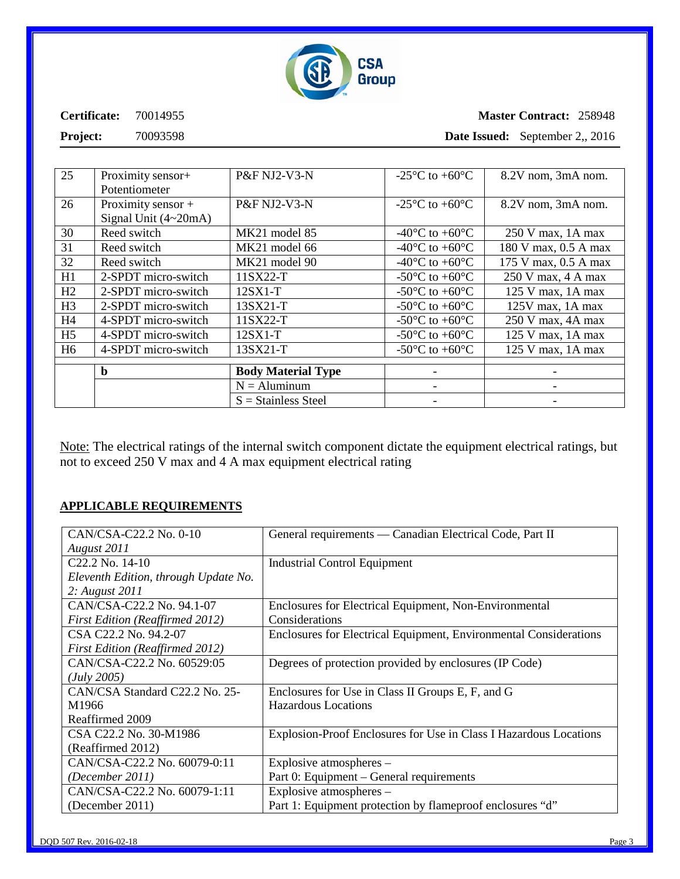**Certificate:** 70014955 **Master Contract:** 258948

**Project:** 70093598 **Date Issued:** September 2,, 2016

| | | | | |
|---|---|---|---|---|
| 25 | Proximity sensor+ Potentiometer | P&F NJ2-V3-N | -25°C to +60°C | 8.2V nom, 3mA nom. |
| 26 | Proximity sensor + Signal Unit (4~20mA) | P&F NJ2-V3-N | -25°C to +60°C | 8.2V nom, 3mA nom. |
| 30 | Reed switch | MK21 model 85 | -40°C to +60°C | 250 V max, 1A max |
| 31 | Reed switch | MK21 model 66 | -40°C to +60°C | 180 V max, 0.5 A max |
| 32 | Reed switch | MK21 model 90 | -40°C to +60°C | 175 V max, 0.5 A max |
| H1 | 2-SPDT micro-switch | 11SX22-T | -50°C to +60°C | 250 V max, 4 A max |
| H2 | 2-SPDT micro-switch | 12SX1-T | -50°C to +60°C | 125 V max, 1A max |
| H3 | 2-SPDT micro-switch | 13SX21-T | -50°C to +60°C | 125V max, 1A max |
| H4 | 4-SPDT micro-switch | 11SX22-T | -50°C to +60°C | 250 V max, 4A max |
| H5 | 4-SPDT micro-switch | 12SX1-T | -50°C to +60°C | 125 V max, 1A max |
| H6 | 4-SPDT micro-switch | 13SX21-T | -50°C to +60°C | 125 V max, 1A max |
| | | | | |
| | **b** | **Body Material Type** | - | - |
| | | N = Aluminum | - | - |
| | | S = Stainless Steel | - | - |

Note: The electrical ratings of the internal switch component dictate the equipment electrical ratings, but not to exceed 250 V max and 4 A max equipment electrical rating

## APPLICABLE REQUIREMENTS

| | |
|---|---|
| CAN/CSA-C22.2 No. 0-10 *August 2011* | General requirements — Canadian Electrical Code, Part II |
| C22.2 No. 14-10 *Eleventh Edition, through Update No. 2: August 2011* | Industrial Control Equipment |
| CAN/CSA-C22.2 No. 94.1-07 *First Edition (Reaffirmed 2012)* | Enclosures for Electrical Equipment, Non-Environmental Considerations |
| CSA C22.2 No. 94.2-07 *First Edition (Reaffirmed 2012)* | Enclosures for Electrical Equipment, Environmental Considerations |
| CAN/CSA-C22.2 No. 60529:05 *(July 2005)* | Degrees of protection provided by enclosures (IP Code) |
| CAN/CSA Standard C22.2 No. 25-M1966 Reaffirmed 2009 | Enclosures for Use in Class II Groups E, F, and G Hazardous Locations |
| CSA C22.2 No. 30-M1986 (Reaffirmed 2012) | Explosion-Proof Enclosures for Use in Class I Hazardous Locations |
| CAN/CSA-C22.2 No. 60079-0:11 *(December 2011)* | Explosive atmospheres – Part 0: Equipment – General requirements |
| CAN/CSA-C22.2 No. 60079-1:11 (December 2011) | Explosive atmospheres – Part 1: Equipment protection by flameproof enclosures "d" |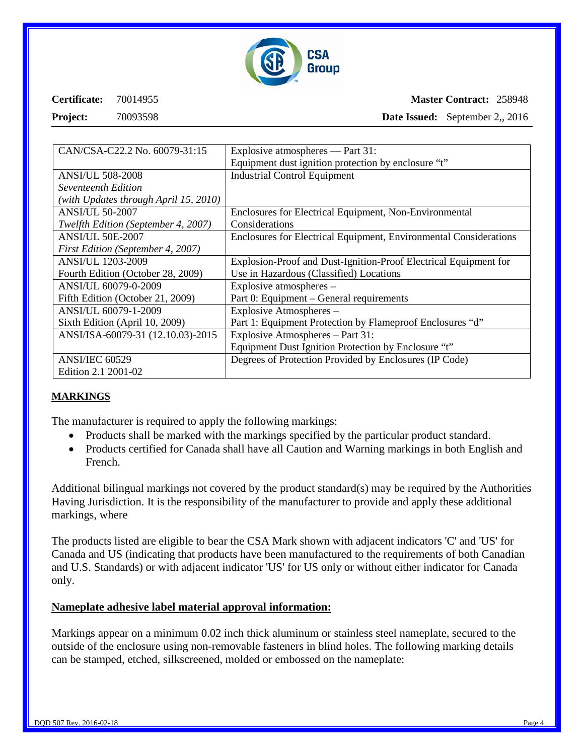**Certificate:** 70014955 **Master Contract:** 258948

**Project:** 70093598 **Date Issued:** September 2,, 2016

| | |
|---|---|
| CAN/CSA-C22.2 No. 60079-31:15 | Explosive atmospheres — Part 31: Equipment dust ignition protection by enclosure “t” |
| ANSI/UL 508-2008 *Seventeenth Edition* *(with Updates through April 15, 2010)* | Industrial Control Equipment |
| ANSI/UL 50-2007 *Twelfth Edition (September 4, 2007)* | Enclosures for Electrical Equipment, Non-Environmental Considerations |
| ANSI/UL 50E-2007 *First Edition (September 4, 2007)* | Enclosures for Electrical Equipment, Environmental Considerations |
| ANSI/UL 1203-2009 Fourth Edition (October 28, 2009) | Explosion-Proof and Dust-Ignition-Proof Electrical Equipment for Use in Hazardous (Classified) Locations |
| ANSI/UL 60079-0-2009 Fifth Edition (October 21, 2009) | Explosive atmospheres – Part 0: Equipment – General requirements |
| ANSI/UL 60079-1-2009 Sixth Edition (April 10, 2009) | Explosive Atmospheres – Part 1: Equipment Protection by Flameproof Enclosures “d” |
| ANSI/ISA-60079-31 (12.10.03)-2015 | Explosive Atmospheres – Part 31: Equipment Dust Ignition Protection by Enclosure “t” |
| ANSI/IEC 60529 Edition 2.1 2001-02 | Degrees of Protection Provided by Enclosures (IP Code) |

## MARKINGS

The manufacturer is required to apply the following markings:

- Products shall be marked with the markings specified by the particular product standard.
- Products certified for Canada shall have all Caution and Warning markings in both English and French.

Additional bilingual markings not covered by the product standard(s) may be required by the Authorities Having Jurisdiction. It is the responsibility of the manufacturer to provide and apply these additional markings, where

The products listed are eligible to bear the CSA Mark shown with adjacent indicators 'C' and 'US' for Canada and US (indicating that products have been manufactured to the requirements of both Canadian and U.S. Standards) or with adjacent indicator 'US' for US only or without either indicator for Canada only.

## Nameplate adhesive label material approval information:

Markings appear on a minimum 0.02 inch thick aluminum or stainless steel nameplate, secured to the outside of the enclosure using non-removable fasteners in blind holes. The following marking details can be stamped, etched, silkscreened, molded or embossed on the nameplate: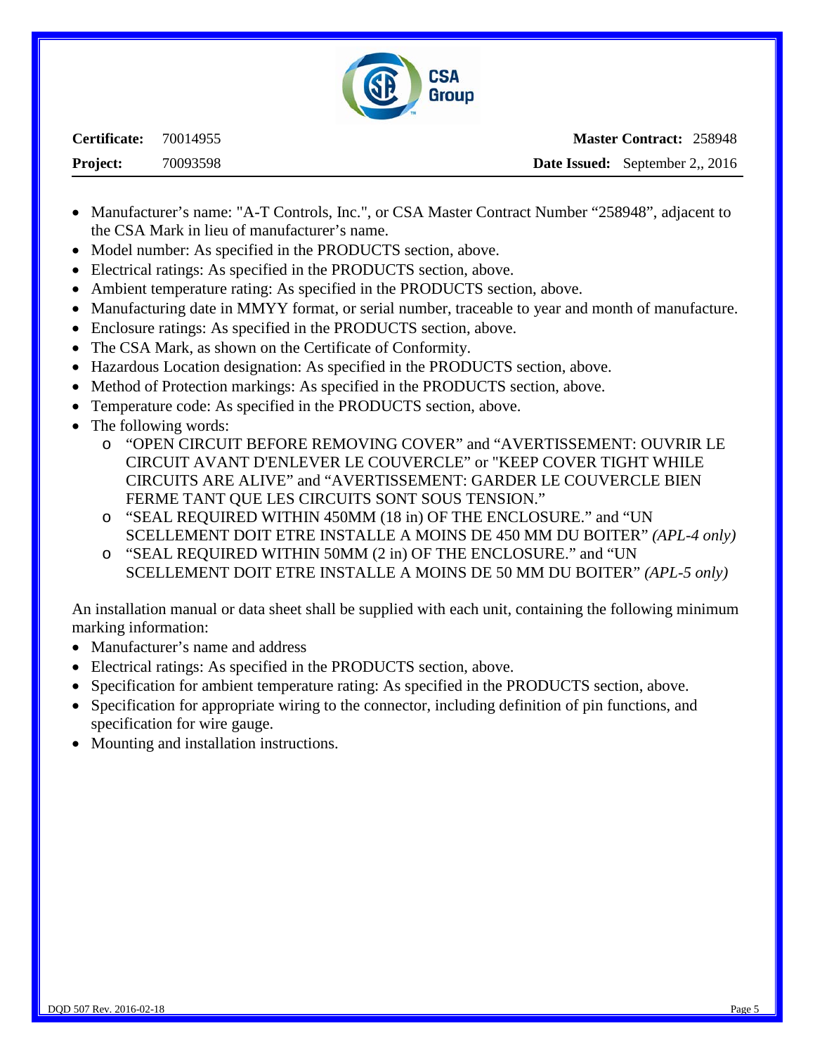**Certificate:** 70014955 **Master Contract:** 258948

**Project:** 70093598 **Date Issued:** September 2,, 2016

- Manufacturer's name: "A-T Controls, Inc.", or CSA Master Contract Number "258948", adjacent to the CSA Mark in lieu of manufacturer's name.
- Model number: As specified in the PRODUCTS section, above.
- Electrical ratings: As specified in the PRODUCTS section, above.
- Ambient temperature rating: As specified in the PRODUCTS section, above.
- Manufacturing date in MMYY format, or serial number, traceable to year and month of manufacture.
- Enclosure ratings: As specified in the PRODUCTS section, above.
- The CSA Mark, as shown on the Certificate of Conformity.
- Hazardous Location designation: As specified in the PRODUCTS section, above.
- Method of Protection markings: As specified in the PRODUCTS section, above.
- Temperature code: As specified in the PRODUCTS section, above.
- The following words:
  - "OPEN CIRCUIT BEFORE REMOVING COVER" and "AVERTISSEMENT: OUVRIR LE CIRCUIT AVANT D'ENLEVER LE COUVERCLE" or "KEEP COVER TIGHT WHILE CIRCUITS ARE ALIVE" and "AVERTISSEMENT: GARDER LE COUVERCLE BIEN FERME TANT QUE LES CIRCUITS SONT SOUS TENSION."
  - "SEAL REQUIRED WITHIN 450MM (18 in) OF THE ENCLOSURE." and "UN SCELLEMENT DOIT ETRE INSTALLE A MOINS DE 450 MM DU BOITER" *(APL-4 only)*
  - "SEAL REQUIRED WITHIN 50MM (2 in) OF THE ENCLOSURE." and "UN SCELLEMENT DOIT ETRE INSTALLE A MOINS DE 50 MM DU BOITER" *(APL-5 only)*

An installation manual or data sheet shall be supplied with each unit, containing the following minimum marking information:

- Manufacturer's name and address
- Electrical ratings: As specified in the PRODUCTS section, above.
- Specification for ambient temperature rating: As specified in the PRODUCTS section, above.
- Specification for appropriate wiring to the connector, including definition of pin functions, and specification for wire gauge.
- Mounting and installation instructions.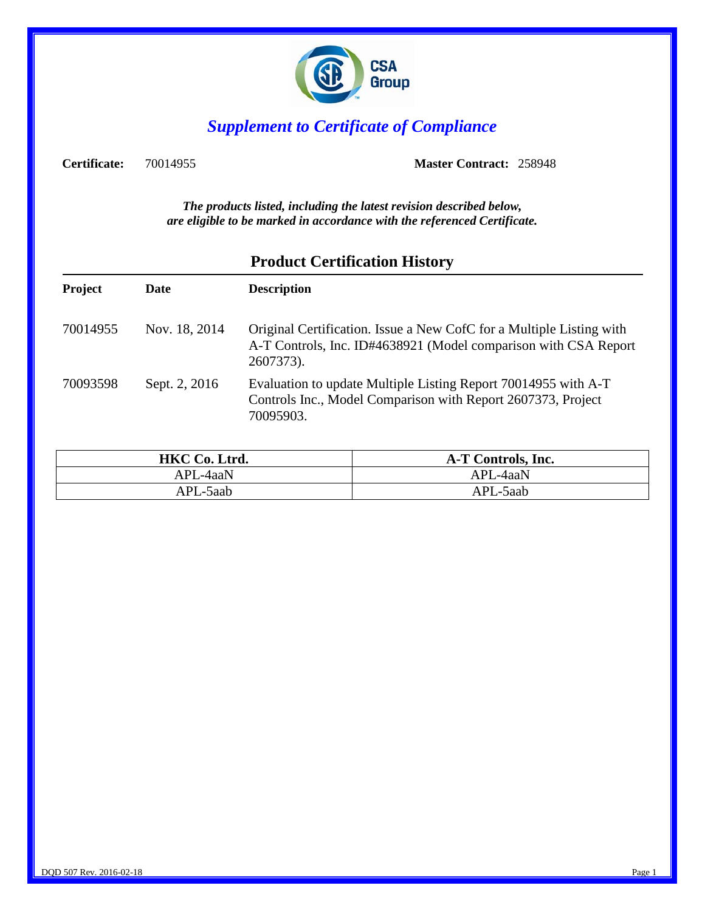# *Supplement to Certificate of Compliance*

**Certificate:** 70014955 **Master Contract:** 258948

***The products listed, including the latest revision described below, are eligible to be marked in accordance with the referenced Certificate.***

## Product Certification History

| Project | Date | Description |
|---|---|---|
| 70014955 | Nov. 18, 2014 | Original Certification. Issue a New CofC for a Multiple Listing with A-T Controls, Inc. ID#4638921 (Model comparison with CSA Report 2607373). |
| 70093598 | Sept. 2, 2016 | Evaluation to update Multiple Listing Report 70014955 with A-T Controls Inc., Model Comparison with Report 2607373, Project 70095903. |

| HKC Co. Ltrd. | A-T Controls, Inc. |
|---|---|
| APL-4aaN | APL-4aaN |
| APL-5aab | APL-5aab |

DQD 507 Rev. 2016-02-18